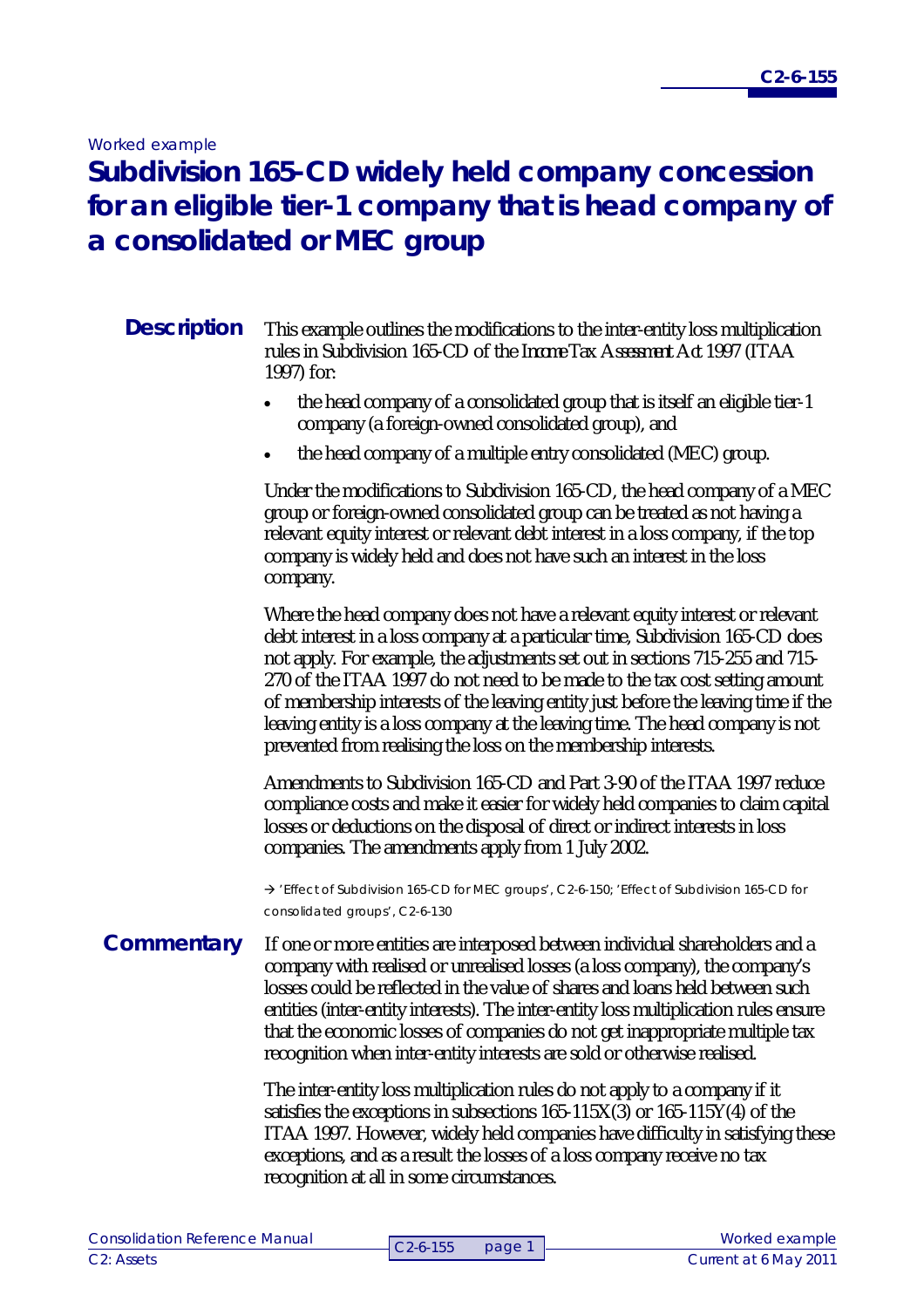*Worked example*

# Subdivision 165-CD widely held company concession for an eligible tier-1 company that is head company of a consolidated or MEC group

## Description

This example outlines the modifications to the inter-entity loss multiplication rules in Subdivision 165-CD of the *Income Tax Assessment Act 1997* (ITAA 1997) for:

- the head company of a consolidated group that is itself an eligible tier-1 company (a foreign-owned consolidated group), and
- the head company of a multiple entry consolidated (MEC) group.

Under the modifications to Subdivision 165-CD, the head company of a MEC group or foreign-owned consolidated group can be treated as not having a relevant equity interest or relevant debt interest in a loss company, if the top company is widely held and does not have such an interest in the loss company.

Where the head company does not have a relevant equity interest or relevant debt interest in a loss company at a particular time, Subdivision 165-CD does not apply. For example, the adjustments set out in sections 715-255 and 715-270 of the ITAA 1997 do not need to be made to the tax cost setting amount of membership interests of the leaving entity just before the leaving time if the leaving entity is a loss company at the leaving time. The head company is not prevented from realising the loss on the membership interests.

Amendments to Subdivision 165-CD and Part 3-90 of the ITAA 1997 reduce compliance costs and make it easier for widely held companies to claim capital losses or deductions on the disposal of direct or indirect interests in loss companies. The amendments apply from 1 July 2002.

→ 'Effect of Subdivision 165-CD for MEC groups', C2-6-150; 'Effect of Subdivision 165-CD for consolidated groups', C2-6-130

## Commentary

If one or more entities are interposed between individual shareholders and a company with realised or unrealised losses (a loss company), the company's losses could be reflected in the value of shares and loans held between such entities (inter-entity interests). The inter-entity loss multiplication rules ensure that the economic losses of companies do not get inappropriate multiple tax recognition when inter-entity interests are sold or otherwise realised.

The inter-entity loss multiplication rules do not apply to a company if it satisfies the exceptions in subsections 165-115X(3) or 165-115Y(4) of the ITAA 1997. However, widely held companies have difficulty in satisfying these exceptions, and as a result the losses of a loss company receive no tax recognition at all in some circumstances.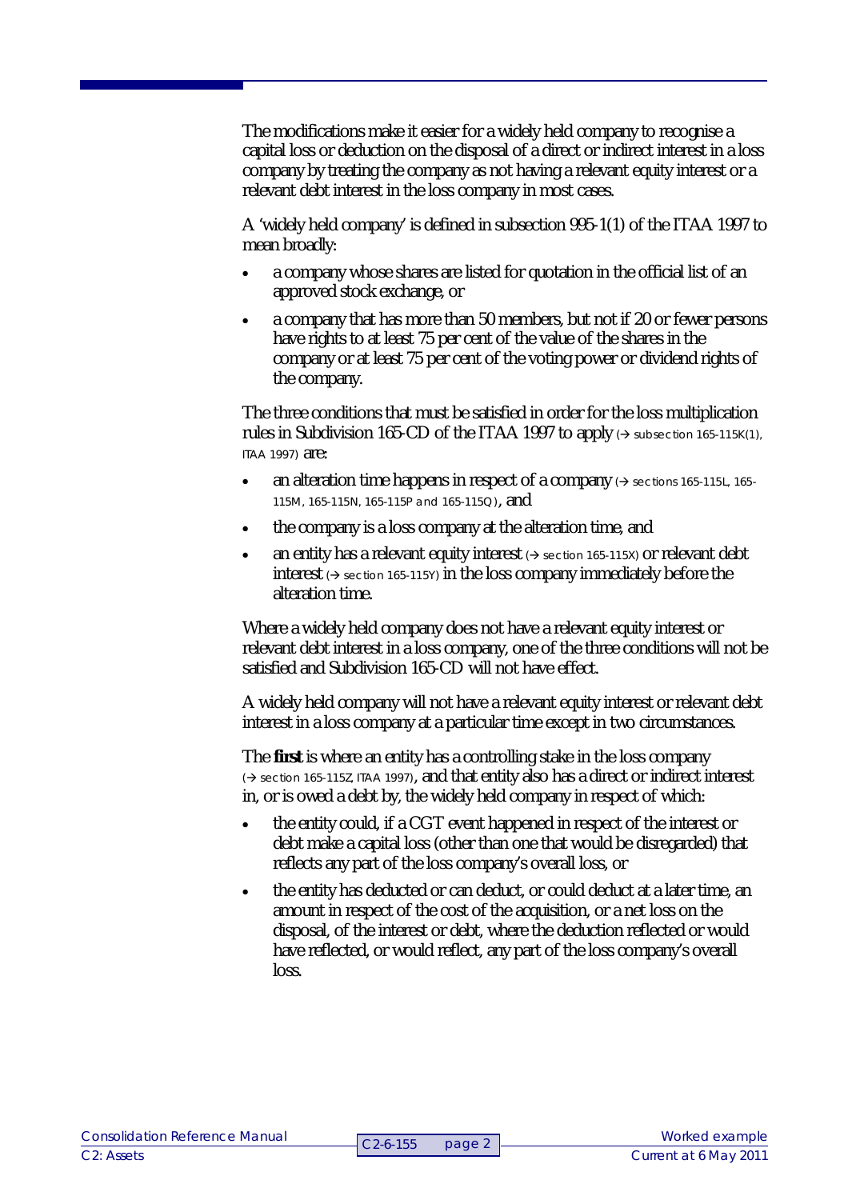The modifications make it easier for a widely held company to recognise a capital loss or deduction on the disposal of a direct or indirect interest in a loss company by treating the company as not having a relevant equity interest or a relevant debt interest in the loss company in most cases.

A 'widely held company' is defined in subsection 995-1(1) of the ITAA 1997 to mean broadly:

- a company whose shares are listed for quotation in the official list of an approved stock exchange, or
- a company that has more than 50 members, but not if 20 or fewer persons have rights to at least 75 per cent of the value of the shares in the company or at least 75 per cent of the voting power or dividend rights of the company.

The three conditions that must be satisfied in order for the loss multiplication rules in Subdivision 165-CD of the ITAA 1997 to apply (→ subsection 165-115K(1), ITAA 1997) are:

- an alteration time happens in respect of a company (→ sections 165-115L, 165-115M, 165-115N, 165-115P and 165-115Q), and
- the company is a loss company at the alteration time, and
- an entity has a relevant equity interest (→ section 165-115X) or relevant debt interest (→ section 165-115Y) in the loss company immediately before the alteration time.

Where a widely held company does not have a relevant equity interest or relevant debt interest in a loss company, one of the three conditions will not be satisfied and Subdivision 165-CD will not have effect.

A widely held company will not have a relevant equity interest or relevant debt interest in a loss company at a particular time except in two circumstances.

The **first** is where an entity has a controlling stake in the loss company (→ section 165-115Z, ITAA 1997), and that entity also has a direct or indirect interest in, or is owed a debt by, the widely held company in respect of which:

- the entity could, if a CGT event happened in respect of the interest or debt make a capital loss (other than one that would be disregarded) that reflects any part of the loss company's overall loss, or
- the entity has deducted or can deduct, or could deduct at a later time, an amount in respect of the cost of the acquisition, or a net loss on the disposal, of the interest or debt, where the deduction reflected or would have reflected, or would reflect, any part of the loss company's overall loss.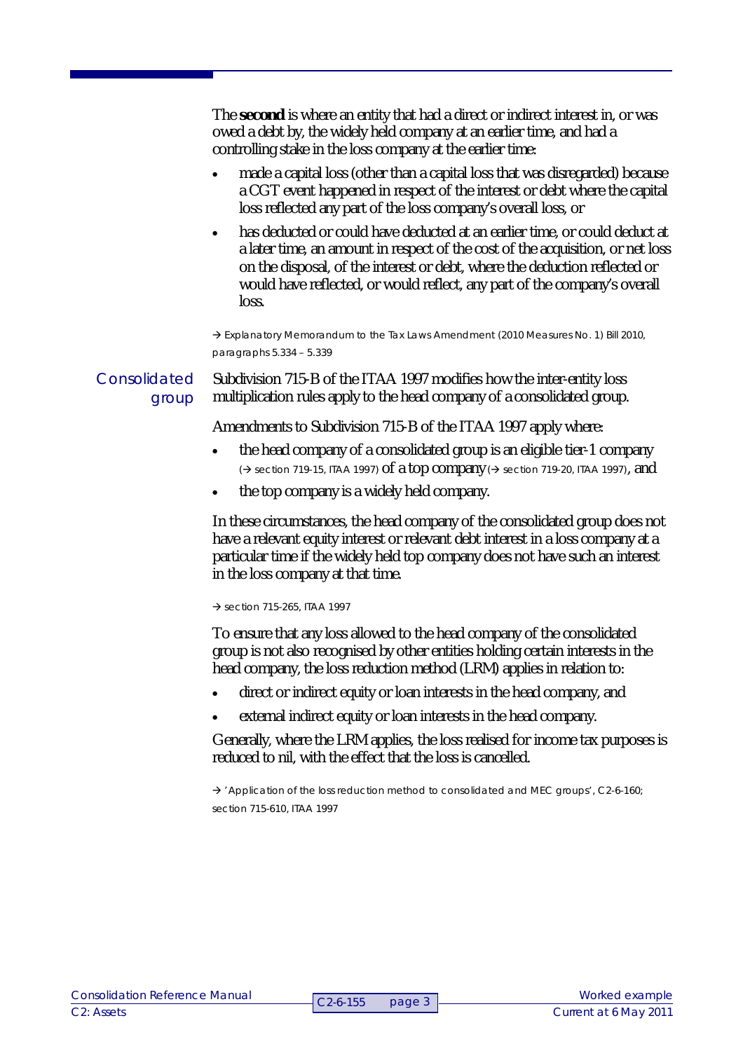The **second** is where an entity that had a direct or indirect interest in, or was owed a debt by, the widely held company at an earlier time, and had a controlling stake in the loss company at the earlier time:

- made a capital loss (other than a capital loss that was disregarded) because a CGT event happened in respect of the interest or debt where the capital loss reflected any part of the loss company's overall loss, or
- has deducted or could have deducted at an earlier time, or could deduct at a later time, an amount in respect of the cost of the acquisition, or net loss on the disposal, of the interest or debt, where the deduction reflected or would have reflected, or would reflect, any part of the company's overall loss.

→ Explanatory Memorandum to the Tax Laws Amendment (2010 Measures No. 1) Bill 2010, paragraphs 5.334 – 5.339

## Consolidated group

Subdivision 715-B of the ITAA 1997 modifies how the inter-entity loss multiplication rules apply to the head company of a consolidated group.

Amendments to Subdivision 715-B of the ITAA 1997 apply where:

- the head company of a consolidated group is an eligible tier-1 company (→ section 719-15, ITAA 1997) of a top company (→ section 719-20, ITAA 1997), and
- the top company is a widely held company.

In these circumstances, the head company of the consolidated group does not have a relevant equity interest or relevant debt interest in a loss company at a particular time if the widely held top company does not have such an interest in the loss company at that time.

→ section 715-265, ITAA 1997

To ensure that any loss allowed to the head company of the consolidated group is not also recognised by other entities holding certain interests in the head company, the loss reduction method (LRM) applies in relation to:

- direct or indirect equity or loan interests in the head company, and
- external indirect equity or loan interests in the head company.

Generally, where the LRM applies, the loss realised for income tax purposes is reduced to nil, with the effect that the loss is cancelled.

→ 'Application of the loss reduction method to consolidated and MEC groups', C2-6-160; section 715-610, ITAA 1997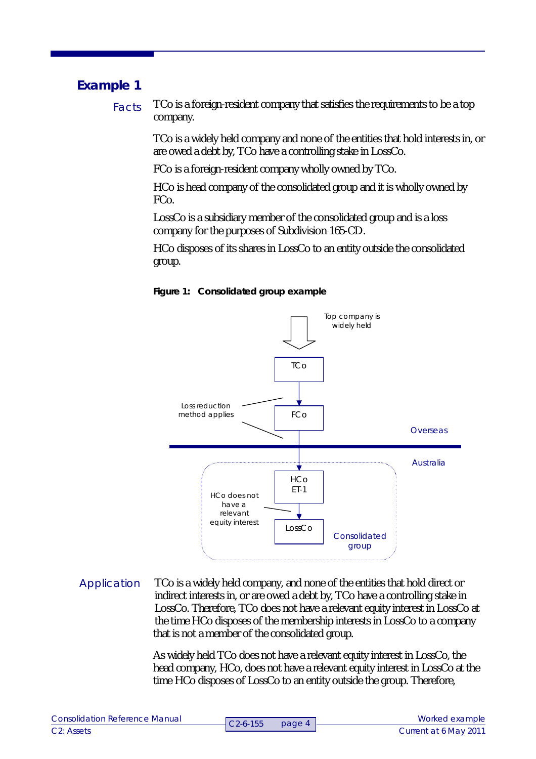## Example 1

**Facts**

TCo is a foreign-resident company that satisfies the requirements to be a top company.

TCo is a widely held company and none of the entities that hold interests in, or are owed a debt by, TCo have a controlling stake in LossCo.

FCo is a foreign-resident company wholly owned by TCo.

HCo is head company of the consolidated group and it is wholly owned by FCo.

LossCo is a subsidiary member of the consolidated group and is a loss company for the purposes of Subdivision 165-CD.

HCo disposes of its shares in LossCo to an entity outside the consolidated group.

**Figure 1: Consolidated group example**

Top company is widely held

TCo

Loss reduction method applies

FCo

Overseas

Australia

HCo ET-1

HCo does not have a relevant equity interest

LossCo

Consolidated group

**Application**

TCo is a widely held company, and none of the entities that hold direct or indirect interests in, or are owed a debt by, TCo have a controlling stake in LossCo. Therefore, TCo does not have a relevant equity interest in LossCo at the time HCo disposes of the membership interests in LossCo to a company that is not a member of the consolidated group.

As widely held TCo does not have a relevant equity interest in LossCo, the head company, HCo, does not have a relevant equity interest in LossCo at the time HCo disposes of LossCo to an entity outside the group. Therefore,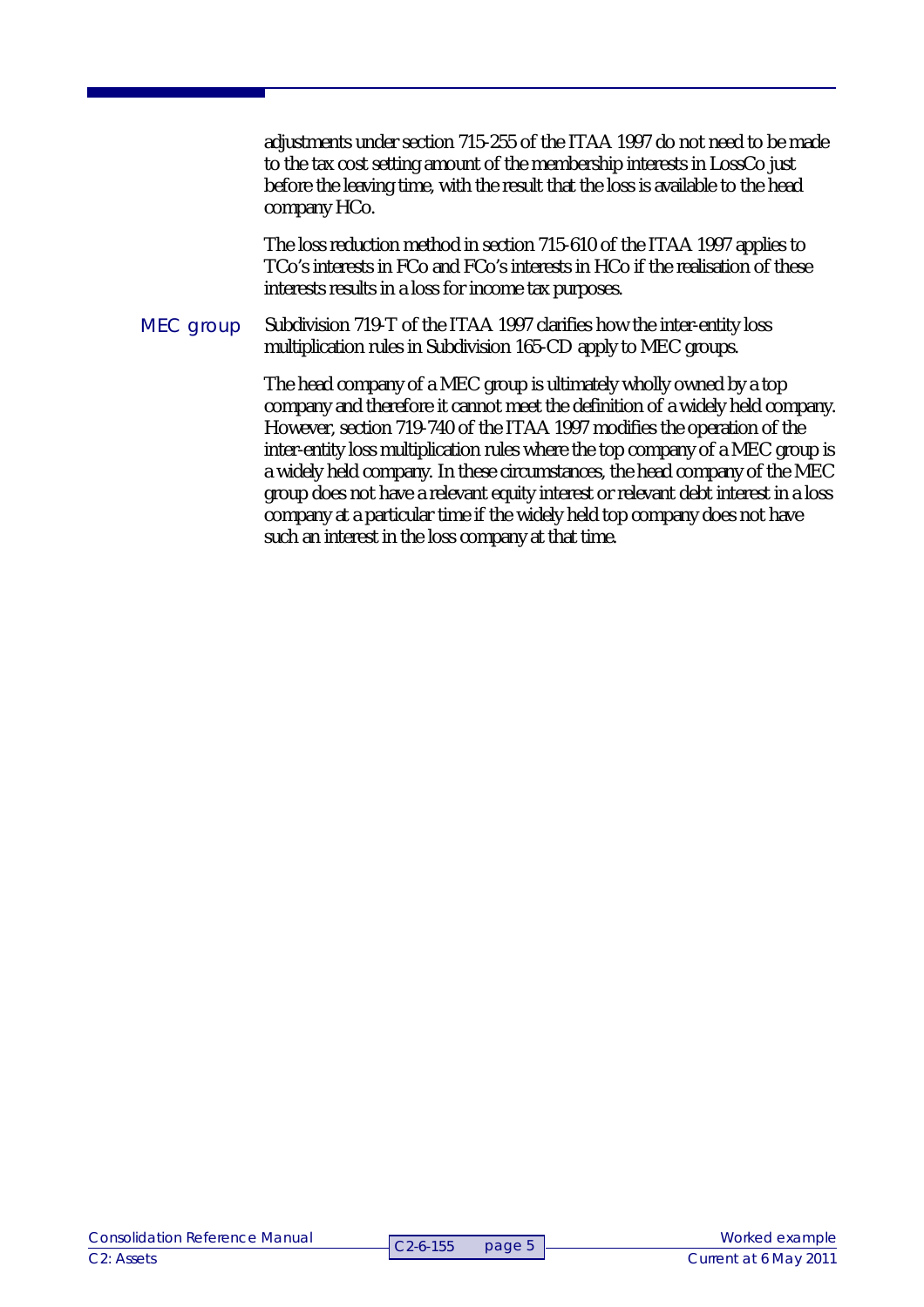adjustments under section 715-255 of the ITAA 1997 do not need to be made to the tax cost setting amount of the membership interests in LossCo just before the leaving time, with the result that the loss is available to the head company HCo.

The loss reduction method in section 715-610 of the ITAA 1997 applies to TCo's interests in FCo and FCo's interests in HCo if the realisation of these interests results in a loss for income tax purposes.

### MEC group

Subdivision 719-T of the ITAA 1997 clarifies how the inter-entity loss multiplication rules in Subdivision 165-CD apply to MEC groups.

The head company of a MEC group is ultimately wholly owned by a top company and therefore it cannot meet the definition of a widely held company. However, section 719-740 of the ITAA 1997 modifies the operation of the inter-entity loss multiplication rules where the top company of a MEC group is a widely held company. In these circumstances, the head company of the MEC group does not have a relevant equity interest or relevant debt interest in a loss company at a particular time if the widely held top company does not have such an interest in the loss company at that time.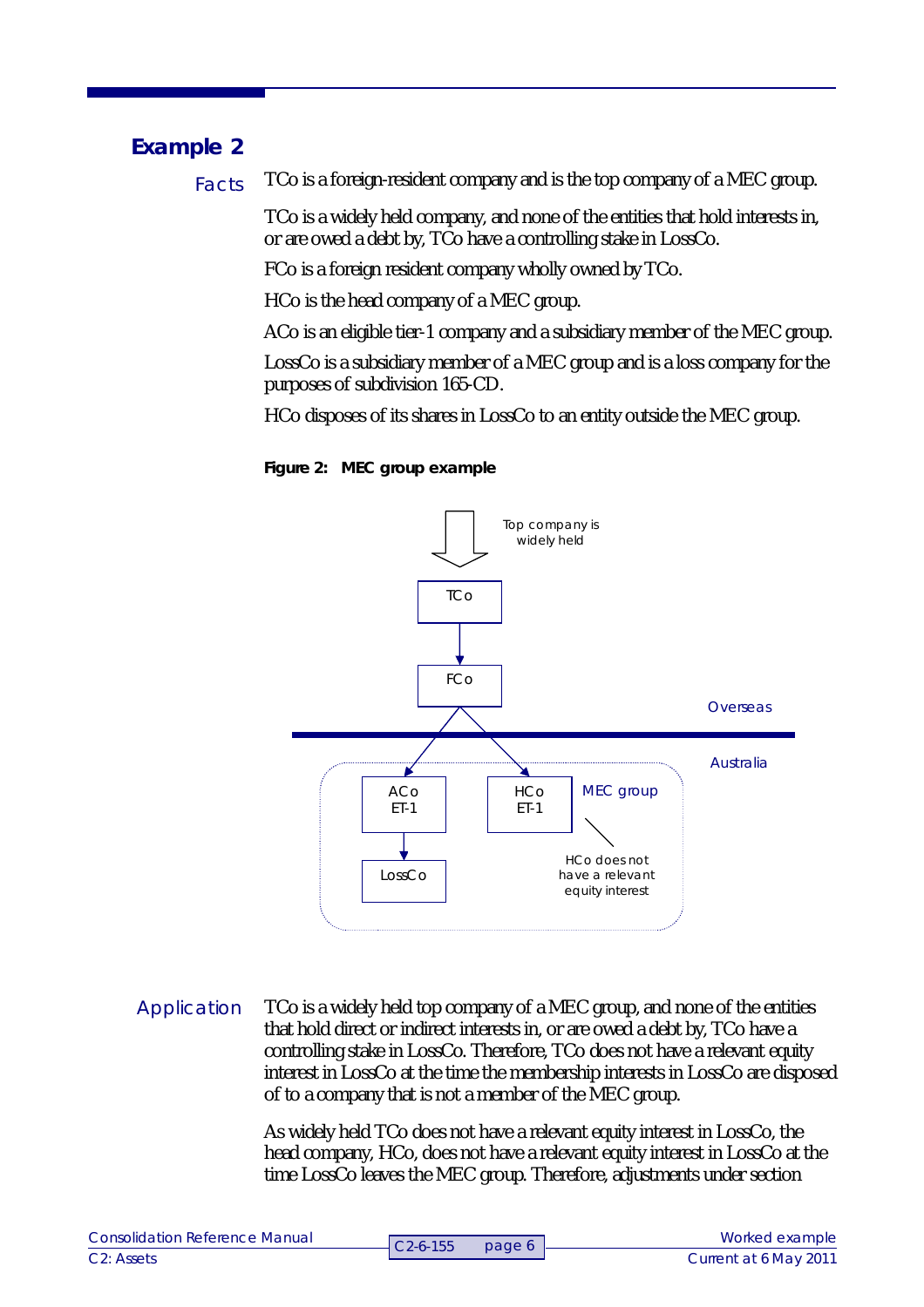## Example 2

**Facts**

TCo is a foreign-resident company and is the top company of a MEC group.

TCo is a widely held company, and none of the entities that hold interests in, or are owed a debt by, TCo have a controlling stake in LossCo.

FCo is a foreign resident company wholly owned by TCo.

HCo is the head company of a MEC group.

ACo is an eligible tier-1 company and a subsidiary member of the MEC group.

LossCo is a subsidiary member of a MEC group and is a loss company for the purposes of subdivision 165-CD.

HCo disposes of its shares in LossCo to an entity outside the MEC group.

**Figure 2: MEC group example**

Top company is widely held

TCo

FCo

Overseas

Australia

ACo ET-1

HCo ET-1

MEC group

LossCo

HCo does not have a relevant equity interest

**Application**

TCo is a widely held top company of a MEC group, and none of the entities that hold direct or indirect interests in, or are owed a debt by, TCo have a controlling stake in LossCo. Therefore, TCo does not have a relevant equity interest in LossCo at the time the membership interests in LossCo are disposed of to a company that is not a member of the MEC group.

As widely held TCo does not have a relevant equity interest in LossCo, the head company, HCo, does not have a relevant equity interest in LossCo at the time LossCo leaves the MEC group. Therefore, adjustments under section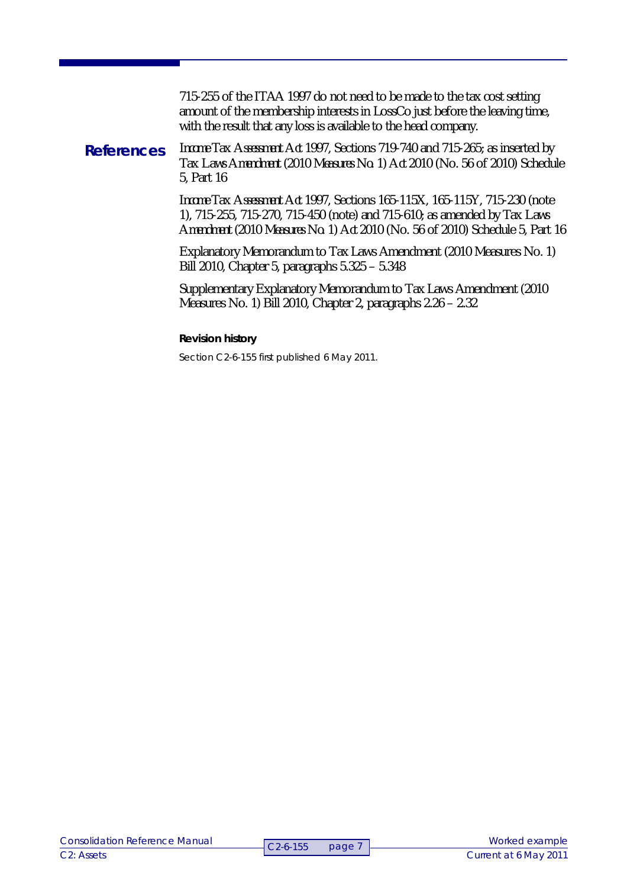715-255 of the ITAA 1997 do not need to be made to the tax cost setting amount of the membership interests in LossCo just before the leaving time, with the result that any loss is available to the head company.

## References

*Income Tax Assessment Act 1997*, Sections 719-740 and 715-265; as inserted by *Tax Laws Amendment (2010 Measures No. 1) Act 2010* (No. 56 of 2010) Schedule 5, Part 16

*Income Tax Assessment Act 1997*, Sections 165-115X, 165-115Y, 715-230 (note 1), 715-255, 715-270, 715-450 (note) and 715-610; as amended by *Tax Laws Amendment (2010 Measures No. 1) Act 2010* (No. 56 of 2010) Schedule 5, Part 16

Explanatory Memorandum to Tax Laws Amendment (2010 Measures No. 1) Bill 2010, Chapter 5, paragraphs 5.325 – 5.348

Supplementary Explanatory Memorandum to Tax Laws Amendment (2010 Measures No. 1) Bill 2010, Chapter 2, paragraphs 2.26 – 2.32

**Revision history**

Section C2-6-155 first published 6 May 2011.